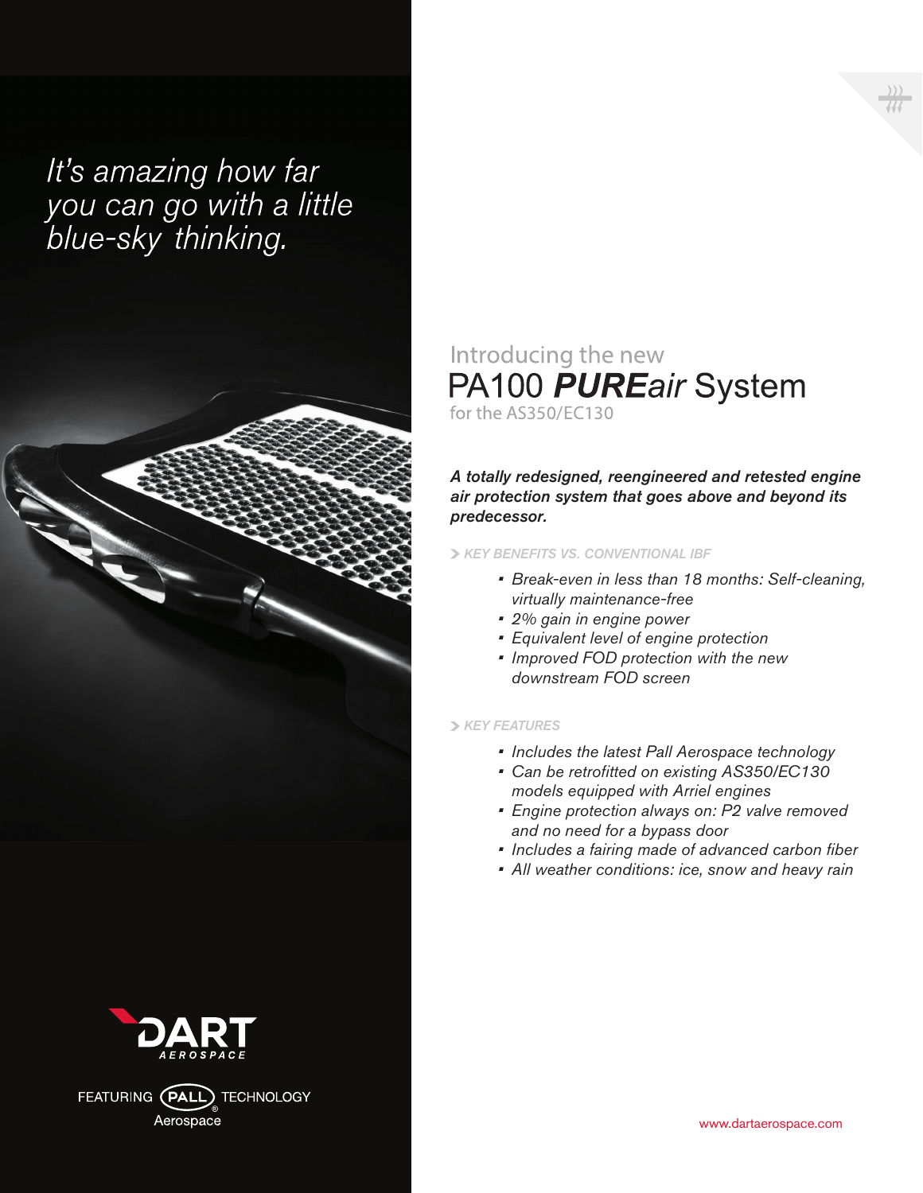*It's amazing how far you can go with a little blue-sky thinking.*

Introducing the new

# PA100 ***PURE**air* System

for the AS350/EC130

***A totally redesigned, reengineered and retested engine air protection system that goes above and beyond its predecessor.***

> ***KEY BENEFITS VS. CONVENTIONAL IBF***

- *Break-even in less than 18 months: Self-cleaning, virtually maintenance-free*
- *2% gain in engine power*
- *Equivalent level of engine protection*
- *Improved FOD protection with the new downstream FOD screen*

> ***KEY FEATURES***

- *Includes the latest Pall Aerospace technology*
- *Can be retrofitted on existing AS350/EC130 models equipped with Arriel engines*
- *Engine protection always on: P2 valve removed and no need for a bypass door*
- *Includes a fairing made of advanced carbon fiber*
- *All weather conditions: ice, snow and heavy rain*

DART AEROSPACE

FEATURING PALL® TECHNOLOGY Aerospace

www.dartaerospace.com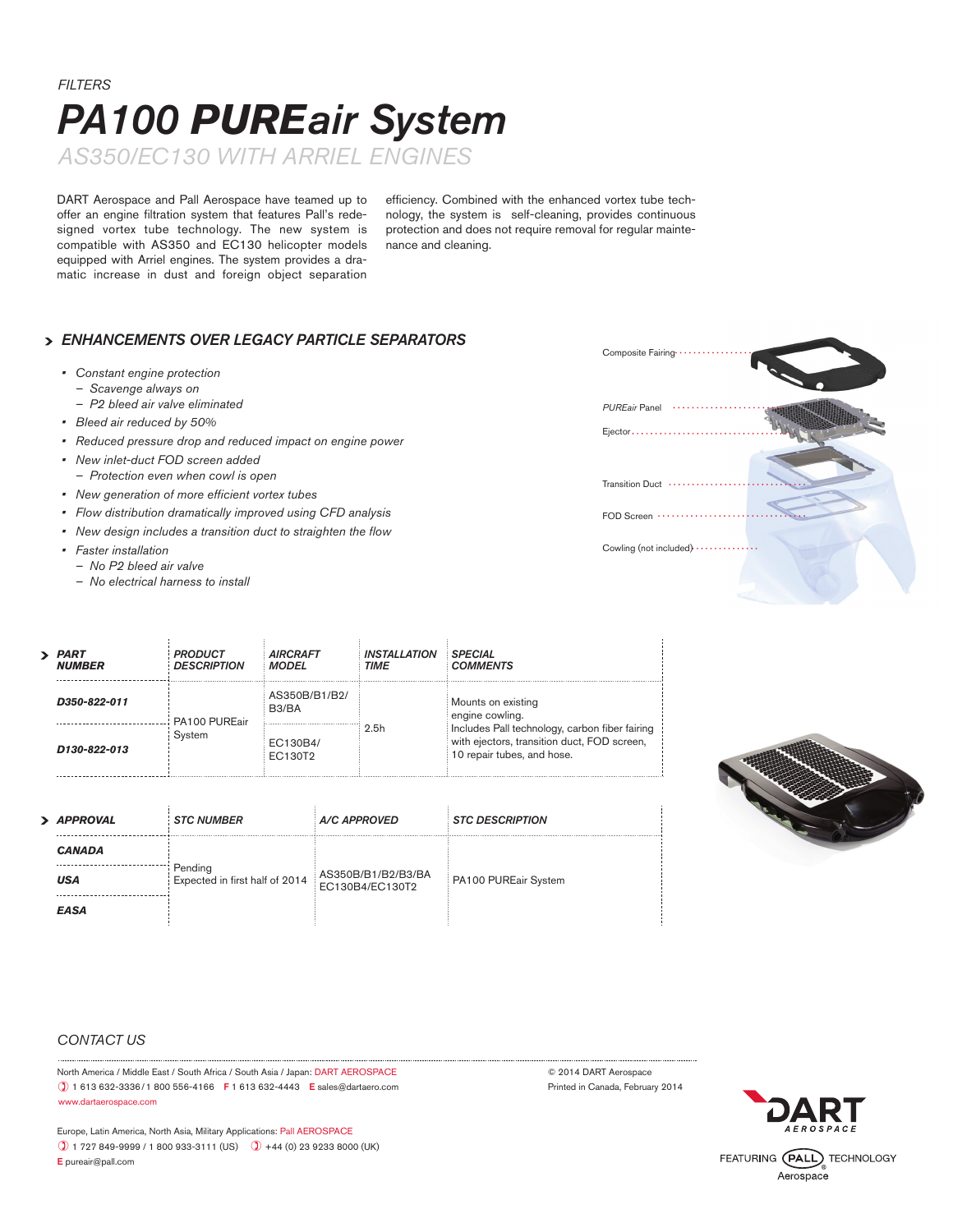*FILTERS*

# *PA100 **PURE**air System*

## *AS350/EC130 WITH ARRIEL ENGINES*

DART Aerospace and Pall Aerospace have teamed up to offer an engine filtration system that features Pall's redesigned vortex tube technology. The new system is compatible with AS350 and EC130 helicopter models equipped with Arriel engines. The system provides a dramatic increase in dust and foreign object separation efficiency. Combined with the enhanced vortex tube technology, the system is self-cleaning, provides continuous protection and does not require removal for regular maintenance and cleaning.

### *ENHANCEMENTS OVER LEGACY PARTICLE SEPARATORS*

- *Constant engine protection*
  - *Scavenge always on*
  - *P2 bleed air valve eliminated*
- *Bleed air reduced by 50%*
- *Reduced pressure drop and reduced impact on engine power*
- *New inlet-duct FOD screen added*
  - *Protection even when cowl is open*
- *New generation of more efficient vortex tubes*
- *Flow distribution dramatically improved using CFD analysis*
- *New design includes a transition duct to straighten the flow*
- *Faster installation*
  - *No P2 bleed air valve*
  - *No electrical harness to install*

Composite Fairing

*PUREair* Panel

Ejector

Transition Duct

FOD Screen

Cowling (not included)

| PART NUMBER | PRODUCT DESCRIPTION | AIRCRAFT MODEL | INSTALLATION TIME | SPECIAL COMMENTS |
|---|---|---|---|---|
| D350-822-011 | PA100 PUREair System | AS350B/B1/B2/ B3/BA | 2.5h | Mounts on existing engine cowling. Includes Pall technology, carbon fiber fairing with ejectors, transition duct, FOD screen, 10 repair tubes, and hose. |
| D130-822-013 | | EC130B4/ EC130T2 | | |

| APPROVAL | STC NUMBER | A/C APPROVED | STC DESCRIPTION |
|---|---|---|---|
| CANADA | Pending Expected in first half of 2014 | AS350B/B1/B2/B3/BA EC130B4/EC130T2 | PA100 PUREair System |
| USA | | | |
| EASA | | | |

## CONTACT US

North America / Middle East / South Africa / South Asia / Japan: DART AEROSPACE
1 613 632-3336 / 1 800 556-4166 F 1 613 632-4443 E sales@dartaero.com
www.dartaerospace.com

Europe, Latin America, North Asia, Military Applications: Pall AEROSPACE
1 727 849-9999 / 1 800 933-3111 (US) +44 (0) 23 9233 8000 (UK)
E pureair@pall.com

© 2014 DART Aerospace
Printed in Canada, February 2014

DART AEROSPACE

FEATURING PALL Aerospace TECHNOLOGY